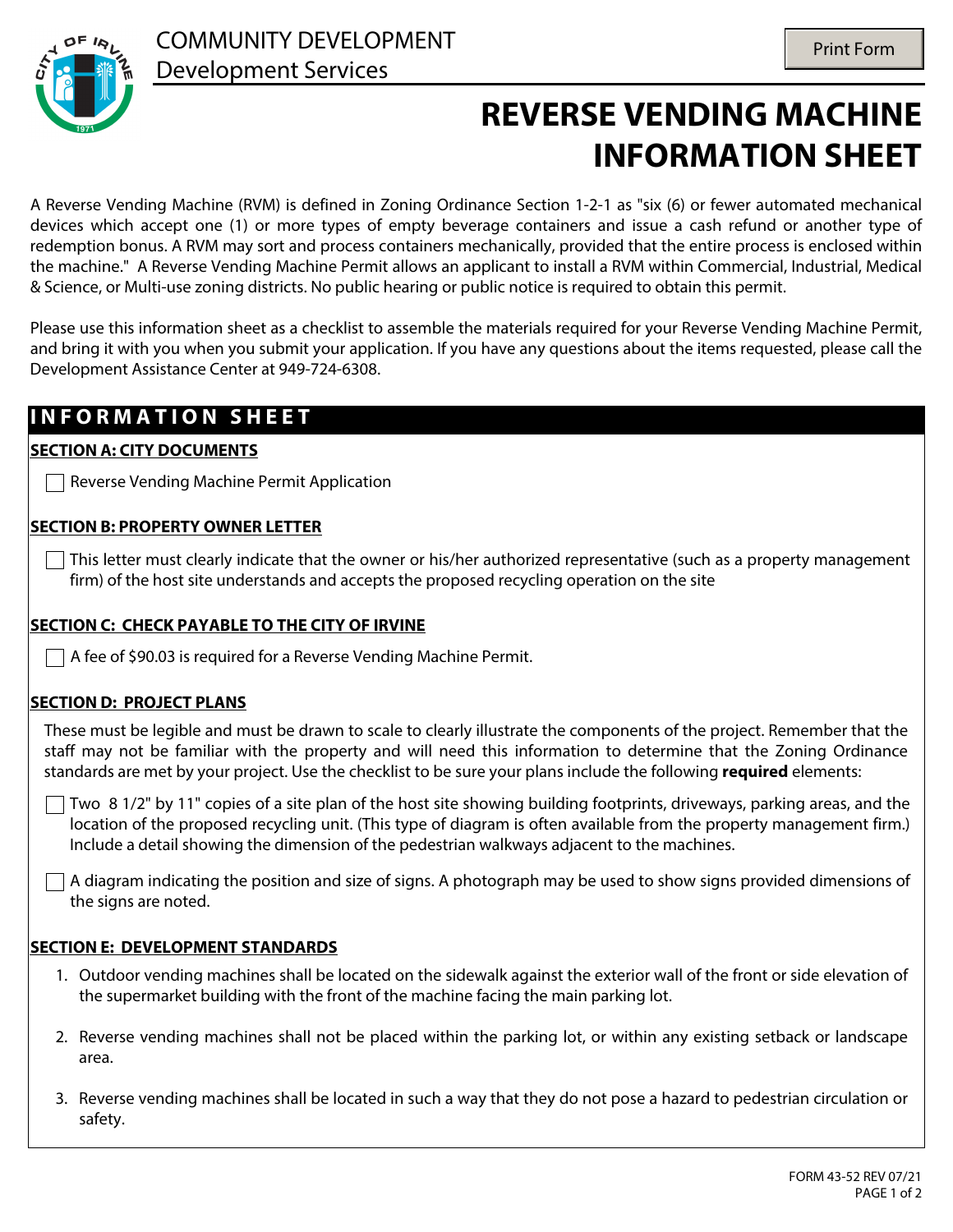COMMUNITY DEVELOPMENT
Development Services

# REVERSE VENDING MACHINE INFORMATION SHEET

A Reverse Vending Machine (RVM) is defined in Zoning Ordinance Section 1-2-1 as "six (6) or fewer automated mechanical devices which accept one (1) or more types of empty beverage containers and issue a cash refund or another type of redemption bonus. A RVM may sort and process containers mechanically, provided that the entire process is enclosed within the machine." A Reverse Vending Machine Permit allows an applicant to install a RVM within Commercial, Industrial, Medical & Science, or Multi-use zoning districts. No public hearing or public notice is required to obtain this permit.

Please use this information sheet as a checklist to assemble the materials required for your Reverse Vending Machine Permit, and bring it with you when you submit your application. If you have any questions about the items requested, please call the Development Assistance Center at 949-724-6308.

## INFORMATION SHEET

### SECTION A: CITY DOCUMENTS

- ☐ Reverse Vending Machine Permit Application

### SECTION B: PROPERTY OWNER LETTER

- ☐ This letter must clearly indicate that the owner or his/her authorized representative (such as a property management firm) of the host site understands and accepts the proposed recycling operation on the site

### SECTION C: CHECK PAYABLE TO THE CITY OF IRVINE

- ☐ A fee of $90.03 is required for a Reverse Vending Machine Permit.

### SECTION D: PROJECT PLANS

These must be legible and must be drawn to scale to clearly illustrate the components of the project. Remember that the staff may not be familiar with the property and will need this information to determine that the Zoning Ordinance standards are met by your project. Use the checklist to be sure your plans include the following **required** elements:

- ☐ Two 8 1/2" by 11" copies of a site plan of the host site showing building footprints, driveways, parking areas, and the location of the proposed recycling unit. (This type of diagram is often available from the property management firm.) Include a detail showing the dimension of the pedestrian walkways adjacent to the machines.
- ☐ A diagram indicating the position and size of signs. A photograph may be used to show signs provided dimensions of the signs are noted.

### SECTION E: DEVELOPMENT STANDARDS

1. Outdoor vending machines shall be located on the sidewalk against the exterior wall of the front or side elevation of the supermarket building with the front of the machine facing the main parking lot.
2. Reverse vending machines shall not be placed within the parking lot, or within any existing setback or landscape area.
3. Reverse vending machines shall be located in such a way that they do not pose a hazard to pedestrian circulation or safety.

FORM 43-52 REV 07/21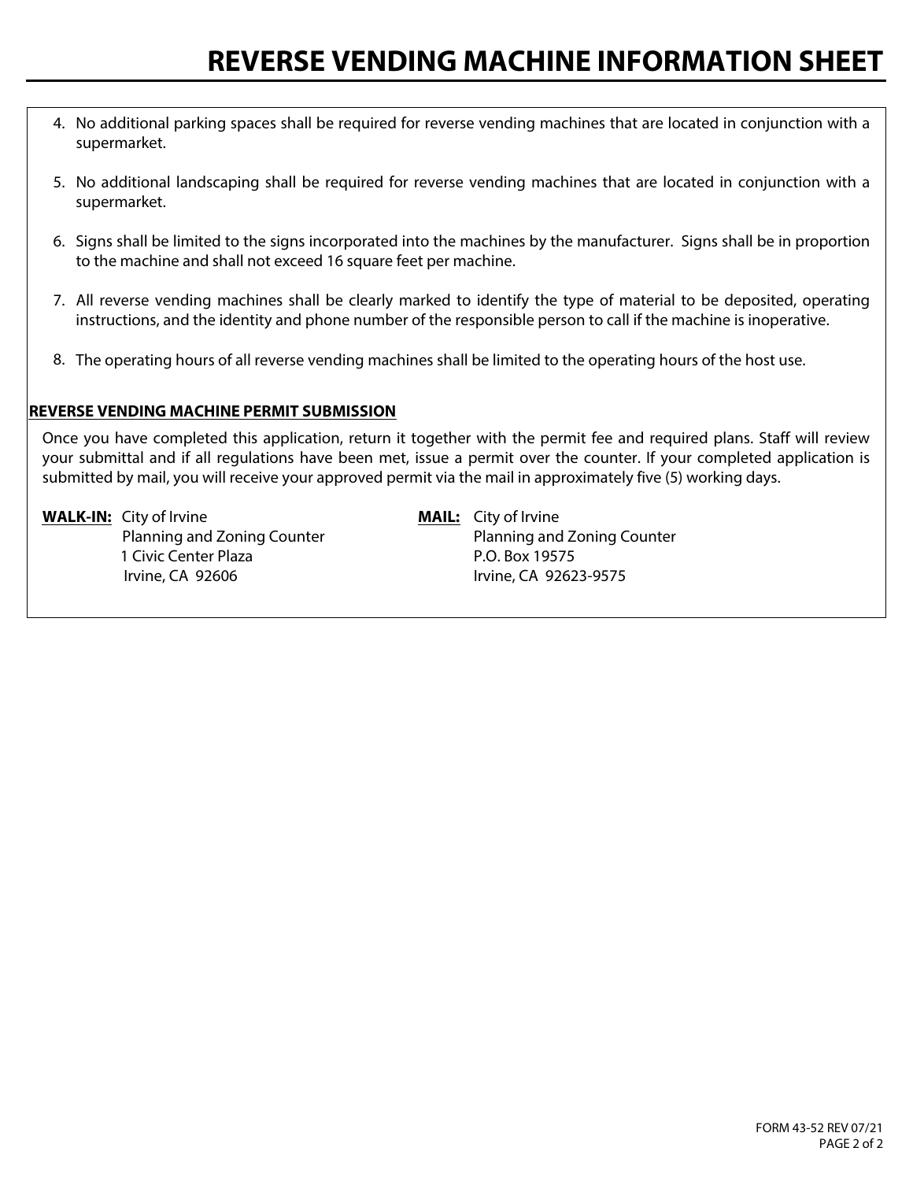# REVERSE VENDING MACHINE INFORMATION SHEET

4. No additional parking spaces shall be required for reverse vending machines that are located in conjunction with a supermarket.

5. No additional landscaping shall be required for reverse vending machines that are located in conjunction with a supermarket.

6. Signs shall be limited to the signs incorporated into the machines by the manufacturer. Signs shall be in proportion to the machine and shall not exceed 16 square feet per machine.

7. All reverse vending machines shall be clearly marked to identify the type of material to be deposited, operating instructions, and the identity and phone number of the responsible person to call if the machine is inoperative.

8. The operating hours of all reverse vending machines shall be limited to the operating hours of the host use.

**REVERSE VENDING MACHINE PERMIT SUBMISSION**

Once you have completed this application, return it together with the permit fee and required plans. Staff will review your submittal and if all regulations have been met, issue a permit over the counter. If your completed application is submitted by mail, you will receive your approved permit via the mail in approximately five (5) working days.

**WALK-IN:** City of Irvine
Planning and Zoning Counter
1 Civic Center Plaza
Irvine, CA 92606

**MAIL:** City of Irvine
Planning and Zoning Counter
P.O. Box 19575
Irvine, CA 92623-9575

FORM 43-52 REV 07/21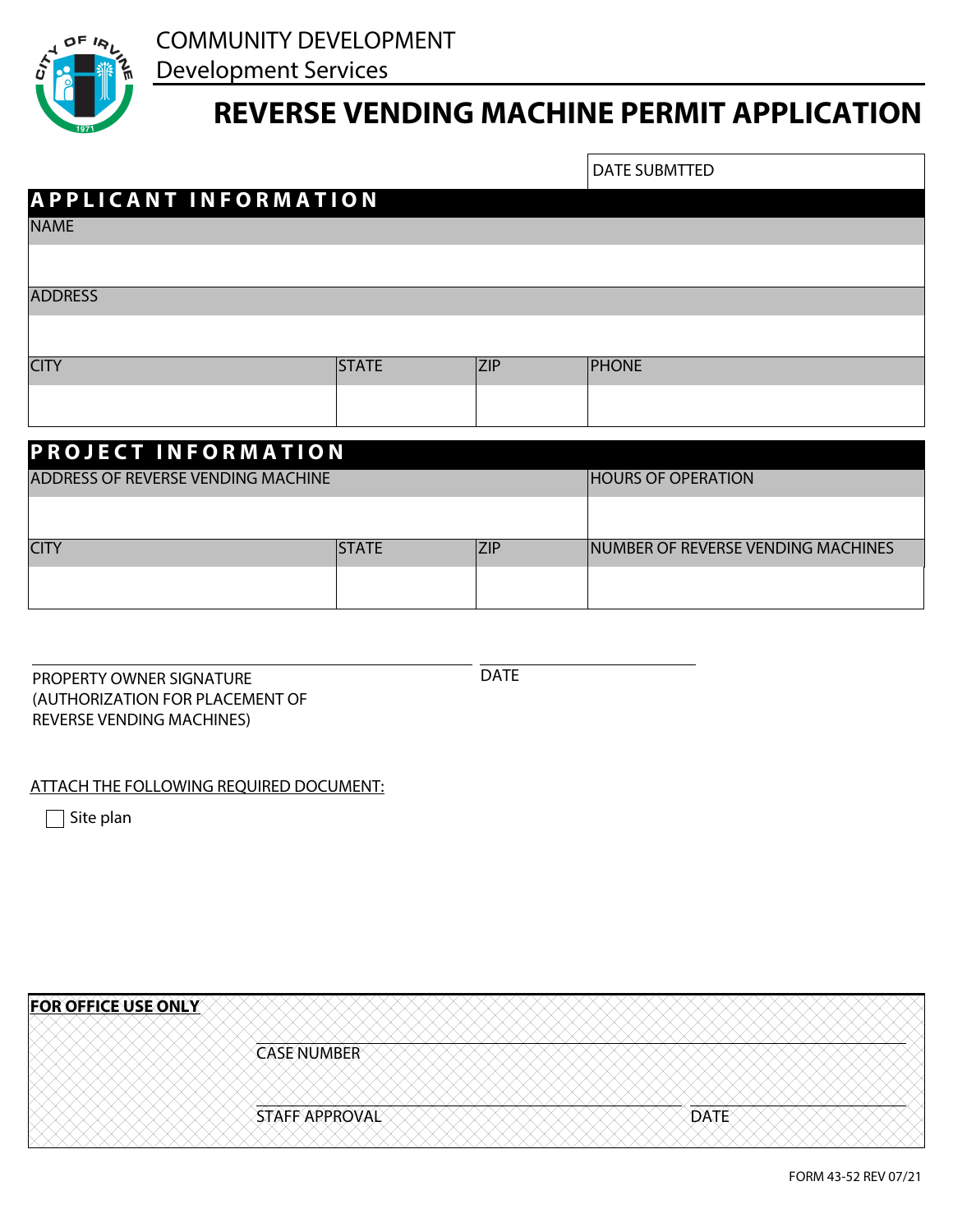COMMUNITY DEVELOPMENT
Development Services

# REVERSE VENDING MACHINE PERMIT APPLICATION

| DATE SUBMTTED |
|---|
| |

## APPLICANT INFORMATION

| NAME | | | |
|---|---|---|---|
| | | | |
| **ADDRESS** | | | |
| | | | |
| **CITY** | **STATE** | **ZIP** | **PHONE** |
| | | | |

## PROJECT INFORMATION

| ADDRESS OF REVERSE VENDING MACHINE | | | HOURS OF OPERATION |
|---|---|---|---|
| | | | |
| **CITY** | **STATE** | **ZIP** | **NUMBER OF REVERSE VENDING MACHINES** |
| | | | |

______________________________ ______________________

PROPERTY OWNER SIGNATURE (AUTHORIZATION FOR PLACEMENT OF REVERSE VENDING MACHINES) DATE

ATTACH THE FOLLOWING REQUIRED DOCUMENT:

- ☐ Site plan

**FOR OFFICE USE ONLY**

CASE NUMBER ______________________________

STAFF APPROVAL ______________________________ DATE ______________________

FORM 43-52 REV 07/21